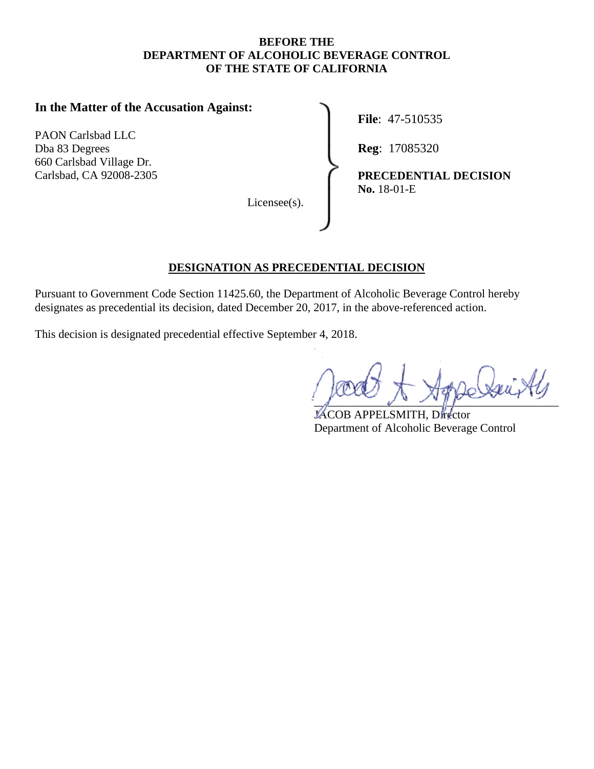**BEFORE THE**
**DEPARTMENT OF ALCOHOLIC BEVERAGE CONTROL**
**OF THE STATE OF CALIFORNIA**

**In the Matter of the Accusation Against:**

PAON Carlsbad LLC
Dba 83 Degrees
660 Carlsbad Village Dr.
Carlsbad, CA 92008-2305

Licensee(s).

**File**: 47-510535

**Reg**: 17085320

**PRECEDENTIAL DECISION**
**No.** 18-01-E

## DESIGNATION AS PRECEDENTIAL DECISION

Pursuant to Government Code Section 11425.60, the Department of Alcoholic Beverage Control hereby designates as precedential its decision, dated December 20, 2017, in the above-referenced action.

This decision is designated precedential effective September 4, 2018.

JACOB APPELSMITH, Director
Department of Alcoholic Beverage Control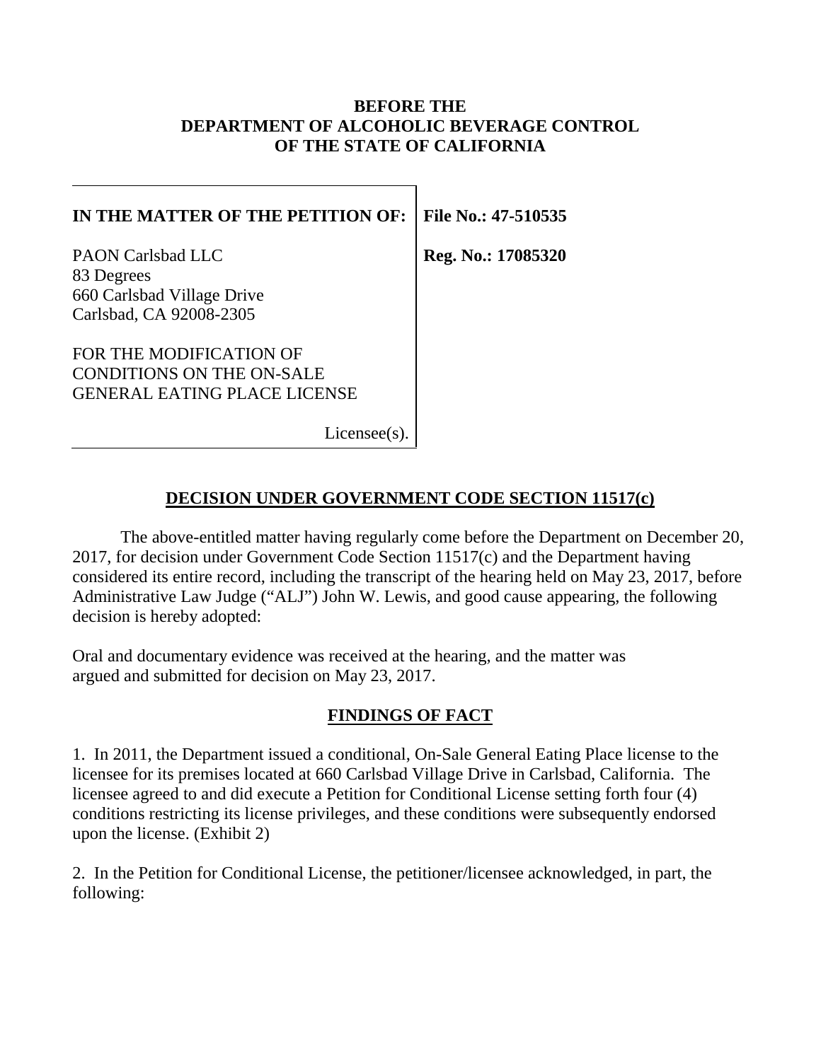**BEFORE THE**
**DEPARTMENT OF ALCOHOLIC BEVERAGE CONTROL**
**OF THE STATE OF CALIFORNIA**

| **IN THE MATTER OF THE PETITION OF:** | **File No.: 47-510535** |
|---|---|
| PAON Carlsbad LLC<br>83 Degrees<br>660 Carlsbad Village Drive<br>Carlsbad, CA 92008-2305<br><br>FOR THE MODIFICATION OF<br>CONDITIONS ON THE ON-SALE<br>GENERAL EATING PLACE LICENSE<br><br>Licensee(s). | **Reg. No.: 17085320** |

## DECISION UNDER GOVERNMENT CODE SECTION 11517(c)

The above-entitled matter having regularly come before the Department on December 20, 2017, for decision under Government Code Section 11517(c) and the Department having considered its entire record, including the transcript of the hearing held on May 23, 2017, before Administrative Law Judge ("ALJ") John W. Lewis, and good cause appearing, the following decision is hereby adopted:

Oral and documentary evidence was received at the hearing, and the matter was argued and submitted for decision on May 23, 2017.

## FINDINGS OF FACT

1. In 2011, the Department issued a conditional, On-Sale General Eating Place license to the licensee for its premises located at 660 Carlsbad Village Drive in Carlsbad, California. The licensee agreed to and did execute a Petition for Conditional License setting forth four (4) conditions restricting its license privileges, and these conditions were subsequently endorsed upon the license. (Exhibit 2)

2. In the Petition for Conditional License, the petitioner/licensee acknowledged, in part, the following: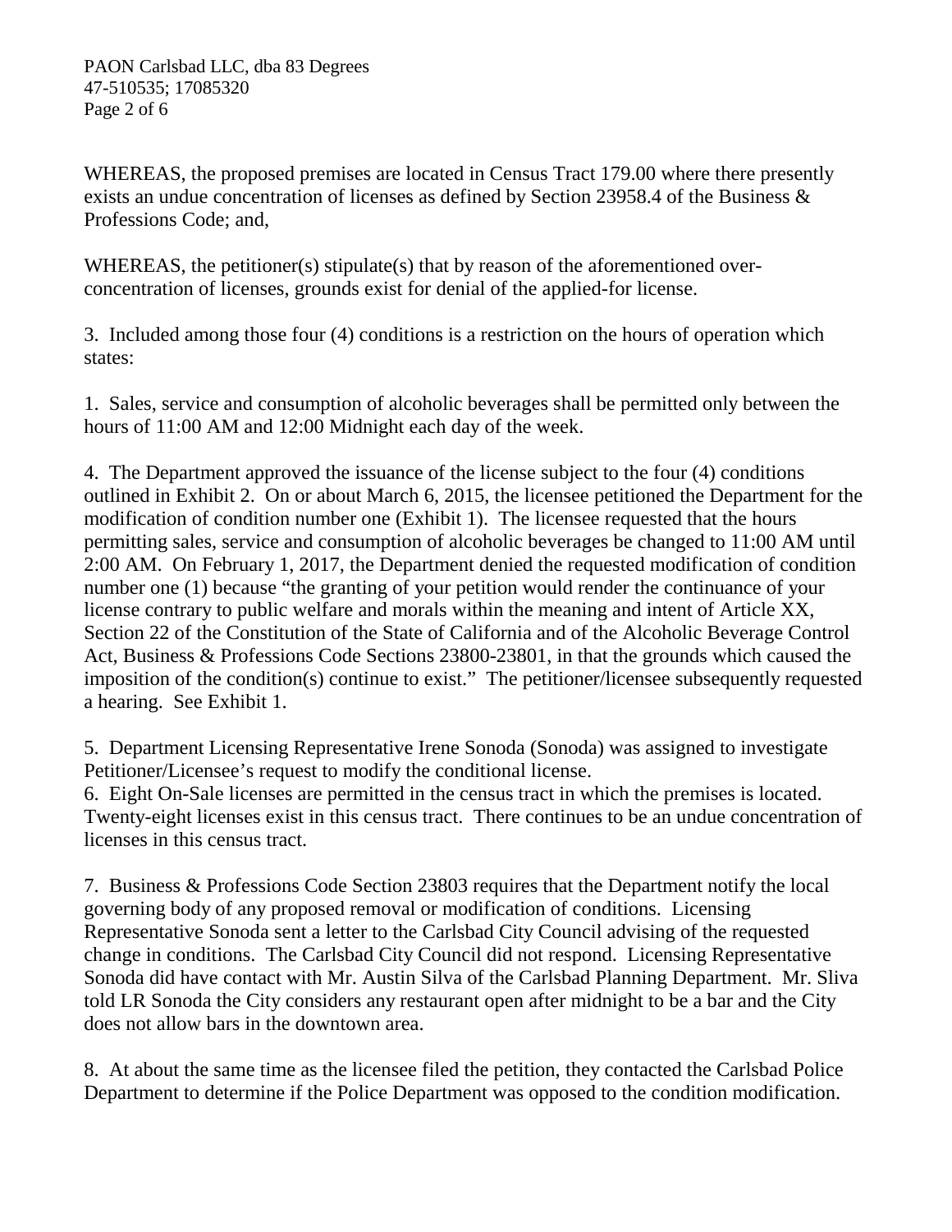WHEREAS, the proposed premises are located in Census Tract 179.00 where there presently exists an undue concentration of licenses as defined by Section 23958.4 of the Business & Professions Code; and,

WHEREAS, the petitioner(s) stipulate(s) that by reason of the aforementioned over-concentration of licenses, grounds exist for denial of the applied-for license.

3. Included among those four (4) conditions is a restriction on the hours of operation which states:

1. Sales, service and consumption of alcoholic beverages shall be permitted only between the hours of 11:00 AM and 12:00 Midnight each day of the week.

4. The Department approved the issuance of the license subject to the four (4) conditions outlined in Exhibit 2. On or about March 6, 2015, the licensee petitioned the Department for the modification of condition number one (Exhibit 1). The licensee requested that the hours permitting sales, service and consumption of alcoholic beverages be changed to 11:00 AM until 2:00 AM. On February 1, 2017, the Department denied the requested modification of condition number one (1) because "the granting of your petition would render the continuance of your license contrary to public welfare and morals within the meaning and intent of Article XX, Section 22 of the Constitution of the State of California and of the Alcoholic Beverage Control Act, Business & Professions Code Sections 23800-23801, in that the grounds which caused the imposition of the condition(s) continue to exist." The petitioner/licensee subsequently requested a hearing. See Exhibit 1.

5. Department Licensing Representative Irene Sonoda (Sonoda) was assigned to investigate Petitioner/Licensee's request to modify the conditional license.

6. Eight On-Sale licenses are permitted in the census tract in which the premises is located. Twenty-eight licenses exist in this census tract. There continues to be an undue concentration of licenses in this census tract.

7. Business & Professions Code Section 23803 requires that the Department notify the local governing body of any proposed removal or modification of conditions. Licensing Representative Sonoda sent a letter to the Carlsbad City Council advising of the requested change in conditions. The Carlsbad City Council did not respond. Licensing Representative Sonoda did have contact with Mr. Austin Silva of the Carlsbad Planning Department. Mr. Sliva told LR Sonoda the City considers any restaurant open after midnight to be a bar and the City does not allow bars in the downtown area.

8. At about the same time as the licensee filed the petition, they contacted the Carlsbad Police Department to determine if the Police Department was opposed to the condition modification.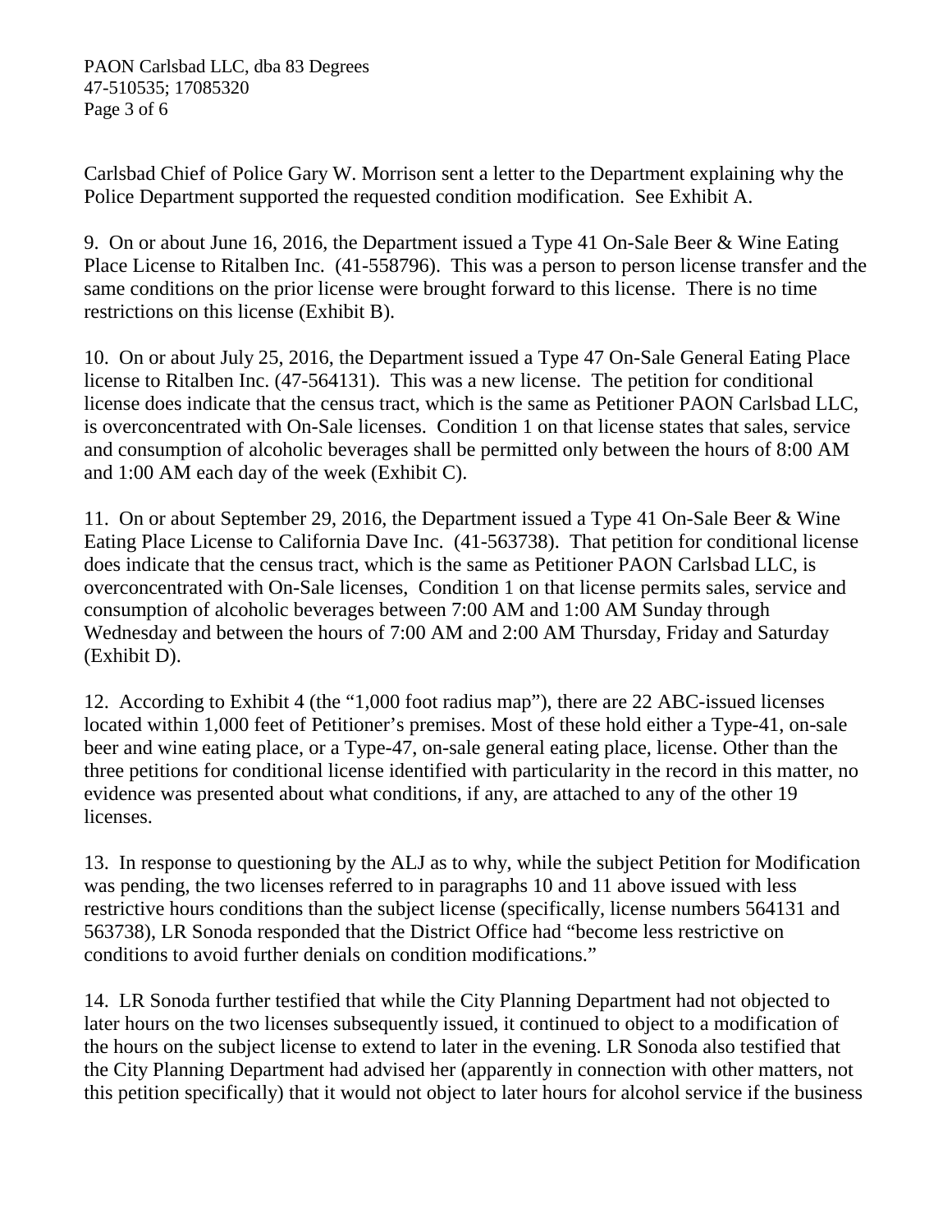Carlsbad Chief of Police Gary W. Morrison sent a letter to the Department explaining why the Police Department supported the requested condition modification. See Exhibit A.

9. On or about June 16, 2016, the Department issued a Type 41 On-Sale Beer & Wine Eating Place License to Ritalben Inc. (41-558796). This was a person to person license transfer and the same conditions on the prior license were brought forward to this license. There is no time restrictions on this license (Exhibit B).

10. On or about July 25, 2016, the Department issued a Type 47 On-Sale General Eating Place license to Ritalben Inc. (47-564131). This was a new license. The petition for conditional license does indicate that the census tract, which is the same as Petitioner PAON Carlsbad LLC, is overconcentrated with On-Sale licenses. Condition 1 on that license states that sales, service and consumption of alcoholic beverages shall be permitted only between the hours of 8:00 AM and 1:00 AM each day of the week (Exhibit C).

11. On or about September 29, 2016, the Department issued a Type 41 On-Sale Beer & Wine Eating Place License to California Dave Inc. (41-563738). That petition for conditional license does indicate that the census tract, which is the same as Petitioner PAON Carlsbad LLC, is overconcentrated with On-Sale licenses, Condition 1 on that license permits sales, service and consumption of alcoholic beverages between 7:00 AM and 1:00 AM Sunday through Wednesday and between the hours of 7:00 AM and 2:00 AM Thursday, Friday and Saturday (Exhibit D).

12. According to Exhibit 4 (the "1,000 foot radius map"), there are 22 ABC-issued licenses located within 1,000 feet of Petitioner's premises. Most of these hold either a Type-41, on-sale beer and wine eating place, or a Type-47, on-sale general eating place, license. Other than the three petitions for conditional license identified with particularity in the record in this matter, no evidence was presented about what conditions, if any, are attached to any of the other 19 licenses.

13. In response to questioning by the ALJ as to why, while the subject Petition for Modification was pending, the two licenses referred to in paragraphs 10 and 11 above issued with less restrictive hours conditions than the subject license (specifically, license numbers 564131 and 563738), LR Sonoda responded that the District Office had "become less restrictive on conditions to avoid further denials on condition modifications."

14. LR Sonoda further testified that while the City Planning Department had not objected to later hours on the two licenses subsequently issued, it continued to object to a modification of the hours on the subject license to extend to later in the evening. LR Sonoda also testified that the City Planning Department had advised her (apparently in connection with other matters, not this petition specifically) that it would not object to later hours for alcohol service if the business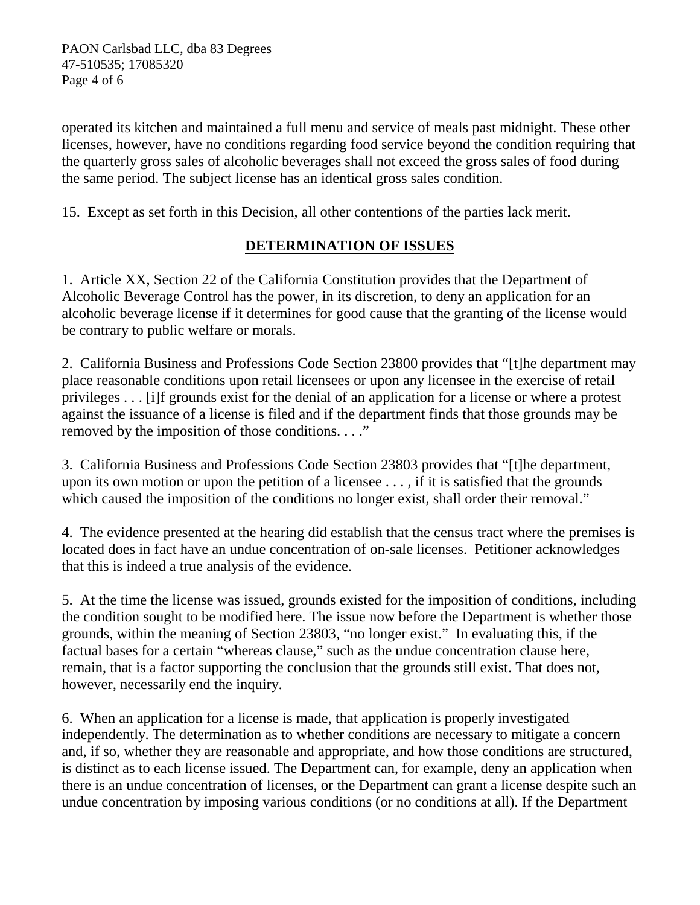operated its kitchen and maintained a full menu and service of meals past midnight. These other licenses, however, have no conditions regarding food service beyond the condition requiring that the quarterly gross sales of alcoholic beverages shall not exceed the gross sales of food during the same period. The subject license has an identical gross sales condition.

15. Except as set forth in this Decision, all other contentions of the parties lack merit.

## DETERMINATION OF ISSUES

1. Article XX, Section 22 of the California Constitution provides that the Department of Alcoholic Beverage Control has the power, in its discretion, to deny an application for an alcoholic beverage license if it determines for good cause that the granting of the license would be contrary to public welfare or morals.

2. California Business and Professions Code Section 23800 provides that "[t]he department may place reasonable conditions upon retail licensees or upon any licensee in the exercise of retail privileges . . . [i]f grounds exist for the denial of an application for a license or where a protest against the issuance of a license is filed and if the department finds that those grounds may be removed by the imposition of those conditions. . . ."

3. California Business and Professions Code Section 23803 provides that "[t]he department, upon its own motion or upon the petition of a licensee . . . , if it is satisfied that the grounds which caused the imposition of the conditions no longer exist, shall order their removal."

4. The evidence presented at the hearing did establish that the census tract where the premises is located does in fact have an undue concentration of on-sale licenses. Petitioner acknowledges that this is indeed a true analysis of the evidence.

5. At the time the license was issued, grounds existed for the imposition of conditions, including the condition sought to be modified here. The issue now before the Department is whether those grounds, within the meaning of Section 23803, "no longer exist." In evaluating this, if the factual bases for a certain "whereas clause," such as the undue concentration clause here, remain, that is a factor supporting the conclusion that the grounds still exist. That does not, however, necessarily end the inquiry.

6. When an application for a license is made, that application is properly investigated independently. The determination as to whether conditions are necessary to mitigate a concern and, if so, whether they are reasonable and appropriate, and how those conditions are structured, is distinct as to each license issued. The Department can, for example, deny an application when there is an undue concentration of licenses, or the Department can grant a license despite such an undue concentration by imposing various conditions (or no conditions at all). If the Department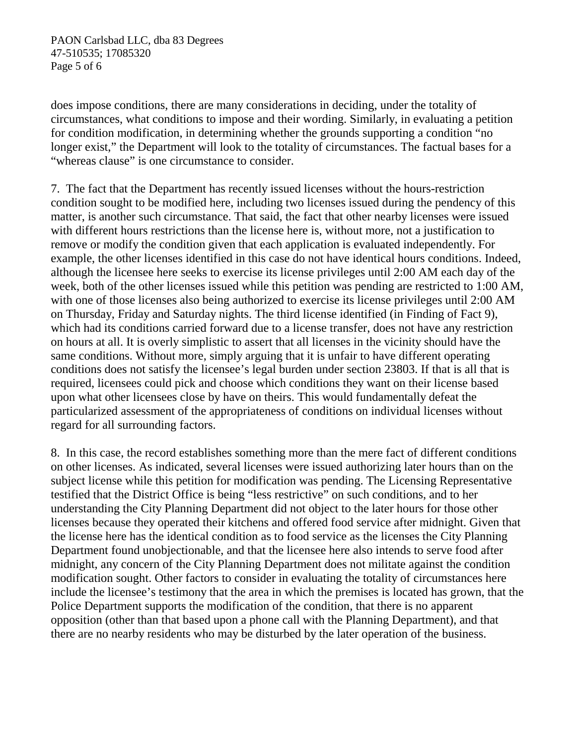does impose conditions, there are many considerations in deciding, under the totality of circumstances, what conditions to impose and their wording. Similarly, in evaluating a petition for condition modification, in determining whether the grounds supporting a condition "no longer exist," the Department will look to the totality of circumstances. The factual bases for a "whereas clause" is one circumstance to consider.

7. The fact that the Department has recently issued licenses without the hours-restriction condition sought to be modified here, including two licenses issued during the pendency of this matter, is another such circumstance. That said, the fact that other nearby licenses were issued with different hours restrictions than the license here is, without more, not a justification to remove or modify the condition given that each application is evaluated independently. For example, the other licenses identified in this case do not have identical hours conditions. Indeed, although the licensee here seeks to exercise its license privileges until 2:00 AM each day of the week, both of the other licenses issued while this petition was pending are restricted to 1:00 AM, with one of those licenses also being authorized to exercise its license privileges until 2:00 AM on Thursday, Friday and Saturday nights. The third license identified (in Finding of Fact 9), which had its conditions carried forward due to a license transfer, does not have any restriction on hours at all. It is overly simplistic to assert that all licenses in the vicinity should have the same conditions. Without more, simply arguing that it is unfair to have different operating conditions does not satisfy the licensee's legal burden under section 23803. If that is all that is required, licensees could pick and choose which conditions they want on their license based upon what other licensees close by have on theirs. This would fundamentally defeat the particularized assessment of the appropriateness of conditions on individual licenses without regard for all surrounding factors.

8. In this case, the record establishes something more than the mere fact of different conditions on other licenses. As indicated, several licenses were issued authorizing later hours than on the subject license while this petition for modification was pending. The Licensing Representative testified that the District Office is being "less restrictive" on such conditions, and to her understanding the City Planning Department did not object to the later hours for those other licenses because they operated their kitchens and offered food service after midnight. Given that the license here has the identical condition as to food service as the licenses the City Planning Department found unobjectionable, and that the licensee here also intends to serve food after midnight, any concern of the City Planning Department does not militate against the condition modification sought. Other factors to consider in evaluating the totality of circumstances here include the licensee's testimony that the area in which the premises is located has grown, that the Police Department supports the modification of the condition, that there is no apparent opposition (other than that based upon a phone call with the Planning Department), and that there are no nearby residents who may be disturbed by the later operation of the business.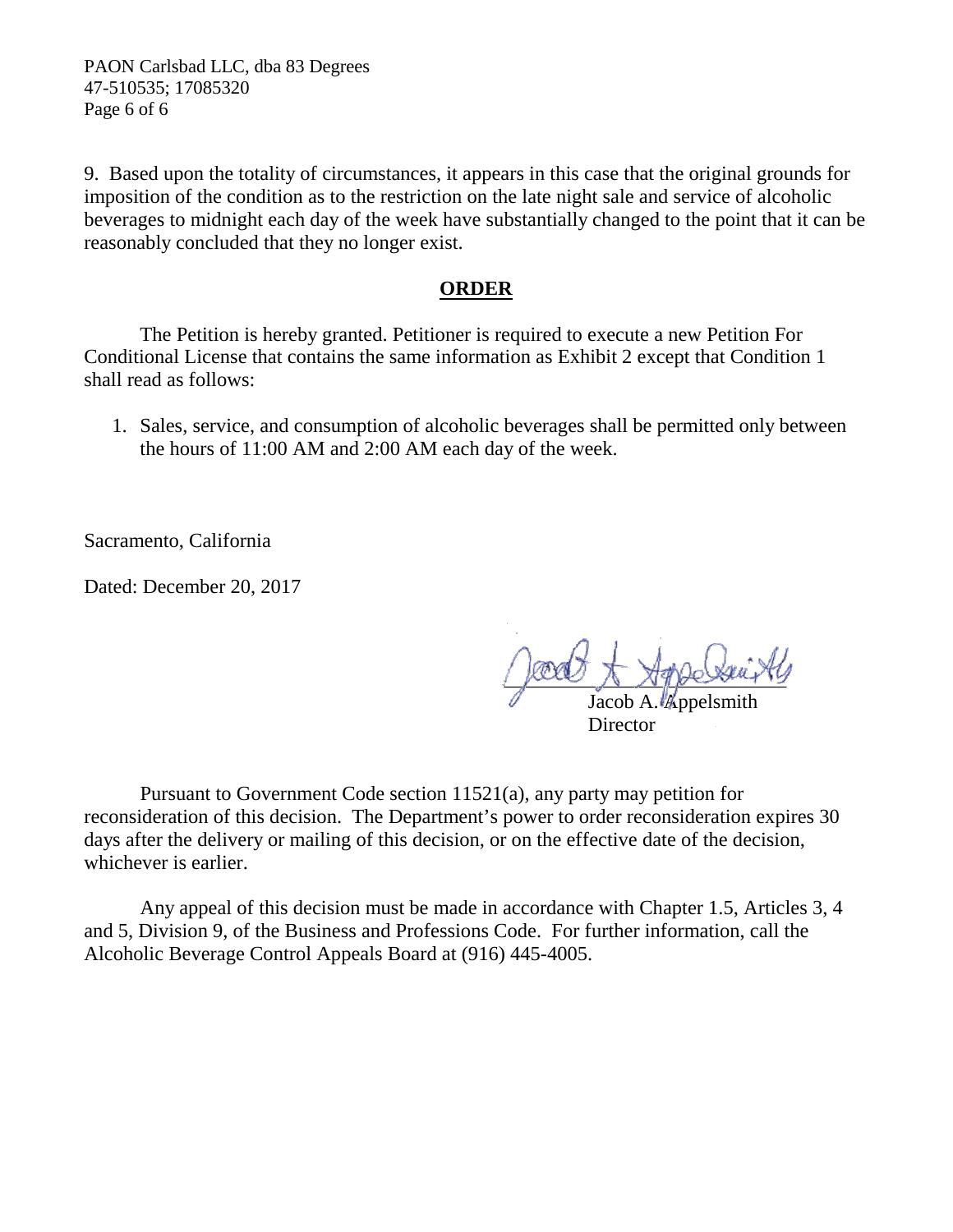9. Based upon the totality of circumstances, it appears in this case that the original grounds for imposition of the condition as to the restriction on the late night sale and service of alcoholic beverages to midnight each day of the week have substantially changed to the point that it can be reasonably concluded that they no longer exist.

## ORDER

The Petition is hereby granted. Petitioner is required to execute a new Petition For Conditional License that contains the same information as Exhibit 2 except that Condition 1 shall read as follows:

1. Sales, service, and consumption of alcoholic beverages shall be permitted only between the hours of 11:00 AM and 2:00 AM each day of the week.

Sacramento, California

Dated: December 20, 2017

Jacob A. Appelsmith
Director

Pursuant to Government Code section 11521(a), any party may petition for reconsideration of this decision. The Department's power to order reconsideration expires 30 days after the delivery or mailing of this decision, or on the effective date of the decision, whichever is earlier.

Any appeal of this decision must be made in accordance with Chapter 1.5, Articles 3, 4 and 5, Division 9, of the Business and Professions Code. For further information, call the Alcoholic Beverage Control Appeals Board at (916) 445-4005.